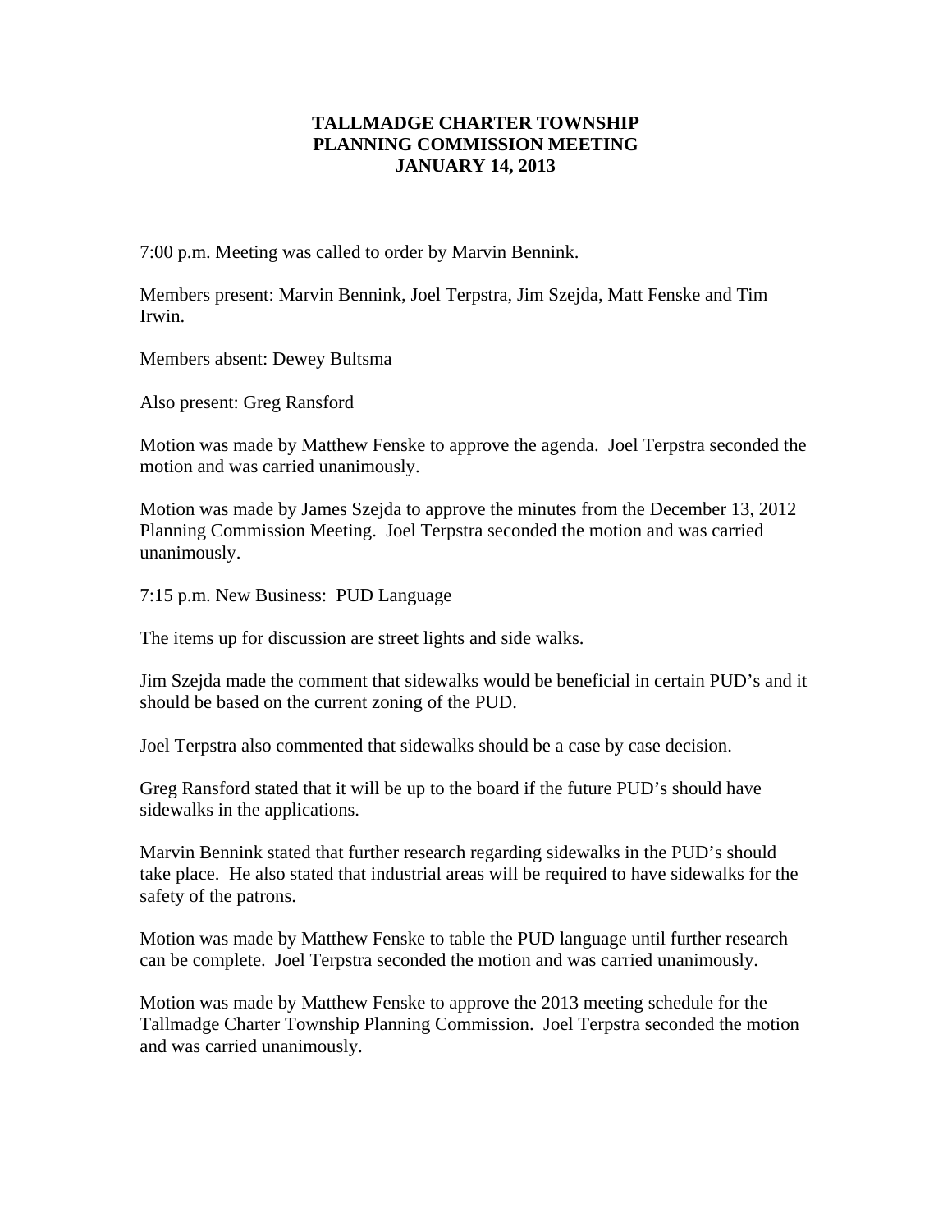# TALLMADGE CHARTER TOWNSHIP
# PLANNING COMMISSION MEETING
# JANUARY 14, 2013

7:00 p.m. Meeting was called to order by Marvin Bennink.

Members present: Marvin Bennink, Joel Terpstra, Jim Szejda, Matt Fenske and Tim Irwin.

Members absent: Dewey Bultsma

Also present: Greg Ransford

Motion was made by Matthew Fenske to approve the agenda. Joel Terpstra seconded the motion and was carried unanimously.

Motion was made by James Szejda to approve the minutes from the December 13, 2012 Planning Commission Meeting. Joel Terpstra seconded the motion and was carried unanimously.

7:15 p.m. New Business: PUD Language

The items up for discussion are street lights and side walks.

Jim Szejda made the comment that sidewalks would be beneficial in certain PUD's and it should be based on the current zoning of the PUD.

Joel Terpstra also commented that sidewalks should be a case by case decision.

Greg Ransford stated that it will be up to the board if the future PUD's should have sidewalks in the applications.

Marvin Bennink stated that further research regarding sidewalks in the PUD's should take place. He also stated that industrial areas will be required to have sidewalks for the safety of the patrons.

Motion was made by Matthew Fenske to table the PUD language until further research can be complete. Joel Terpstra seconded the motion and was carried unanimously.

Motion was made by Matthew Fenske to approve the 2013 meeting schedule for the Tallmadge Charter Township Planning Commission. Joel Terpstra seconded the motion and was carried unanimously.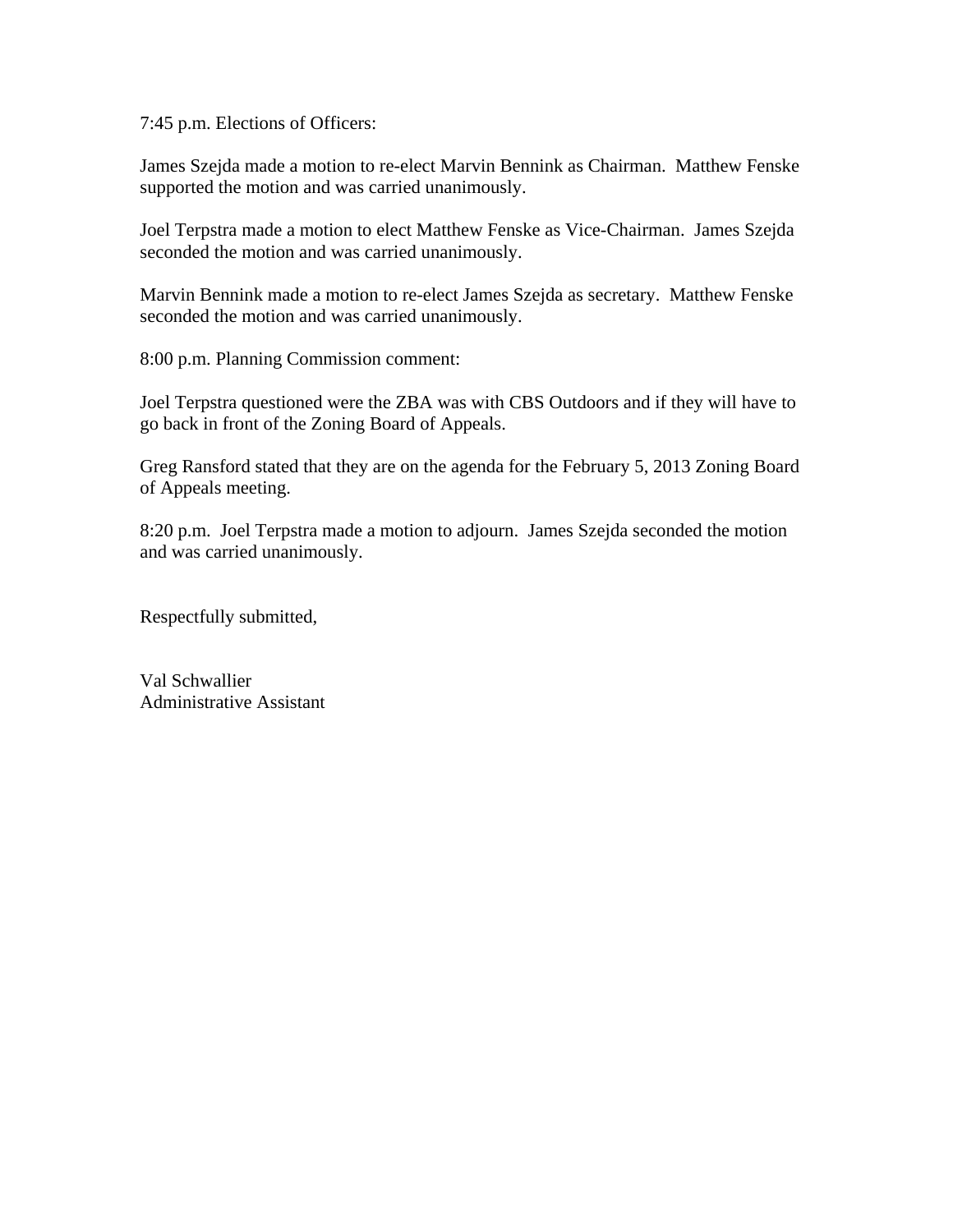7:45 p.m. Elections of Officers:

James Szejda made a motion to re-elect Marvin Bennink as Chairman. Matthew Fenske supported the motion and was carried unanimously.

Joel Terpstra made a motion to elect Matthew Fenske as Vice-Chairman. James Szejda seconded the motion and was carried unanimously.

Marvin Bennink made a motion to re-elect James Szejda as secretary. Matthew Fenske seconded the motion and was carried unanimously.

8:00 p.m. Planning Commission comment:

Joel Terpstra questioned were the ZBA was with CBS Outdoors and if they will have to go back in front of the Zoning Board of Appeals.

Greg Ransford stated that they are on the agenda for the February 5, 2013 Zoning Board of Appeals meeting.

8:20 p.m. Joel Terpstra made a motion to adjourn. James Szejda seconded the motion and was carried unanimously.

Respectfully submitted,

Val Schwallier
Administrative Assistant